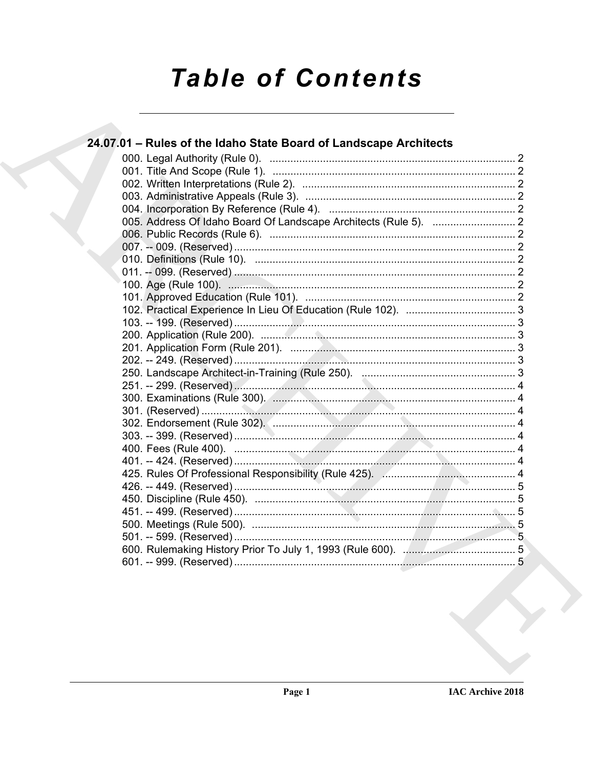# Table of Contents

## 24.07.01 – Rules of the Idaho State Board of Landscape Architects

000. Legal Authority (Rule 0). ........................................................................................ 2
001. Title And Scope (Rule 1). ......................................................................................... 2
002. Written Interpretations (Rule 2). ............................................................................... 2
003. Administrative Appeals (Rule 3). .............................................................................. 2
004. Incorporation By Reference (Rule 4). ....................................................................... 2
005. Address Of Idaho Board Of Landscape Architects (Rule 5). ..................................... 2
006. Public Records (Rule 6). ........................................................................................... 2
007. -- 009. (Reserved) ..................................................................................................... 2
010. Definitions (Rule 10). ................................................................................................ 2
011. -- 099. (Reserved) ..................................................................................................... 2
100. Age (Rule 100). ......................................................................................................... 2
101. Approved Education (Rule 101). ............................................................................... 2
102. Practical Experience In Lieu Of Education (Rule 102). .............................................. 3
103. -- 199. (Reserved) ..................................................................................................... 3
200. Application (Rule 200). .............................................................................................. 3
201. Application Form (Rule 201). .................................................................................... 3
202. -- 249. (Reserved) ..................................................................................................... 3
250. Landscape Architect-in-Training (Rule 250). ............................................................. 3
251. -- 299. (Reserved) ..................................................................................................... 4
300. Examinations (Rule 300). .......................................................................................... 4
301. (Reserved) ................................................................................................................. 4
302. Endorsement (Rule 302). .......................................................................................... 4
303. -- 399. (Reserved) ..................................................................................................... 4
400. Fees (Rule 400). ........................................................................................................ 4
401. -- 424. (Reserved) ..................................................................................................... 4
425. Rules Of Professional Responsibility (Rule 425). ...................................................... 4
426. -- 449. (Reserved) ..................................................................................................... 5
450. Discipline (Rule 450). ................................................................................................. 5
451. -- 499. (Reserved) ..................................................................................................... 5
500. Meetings (Rule 500). .................................................................................................. 5
501. -- 599. (Reserved) ..................................................................................................... 5
600. Rulemaking History Prior To July 1, 1993 (Rule 600). ............................................... 5
601. -- 999. (Reserved) ..................................................................................................... 5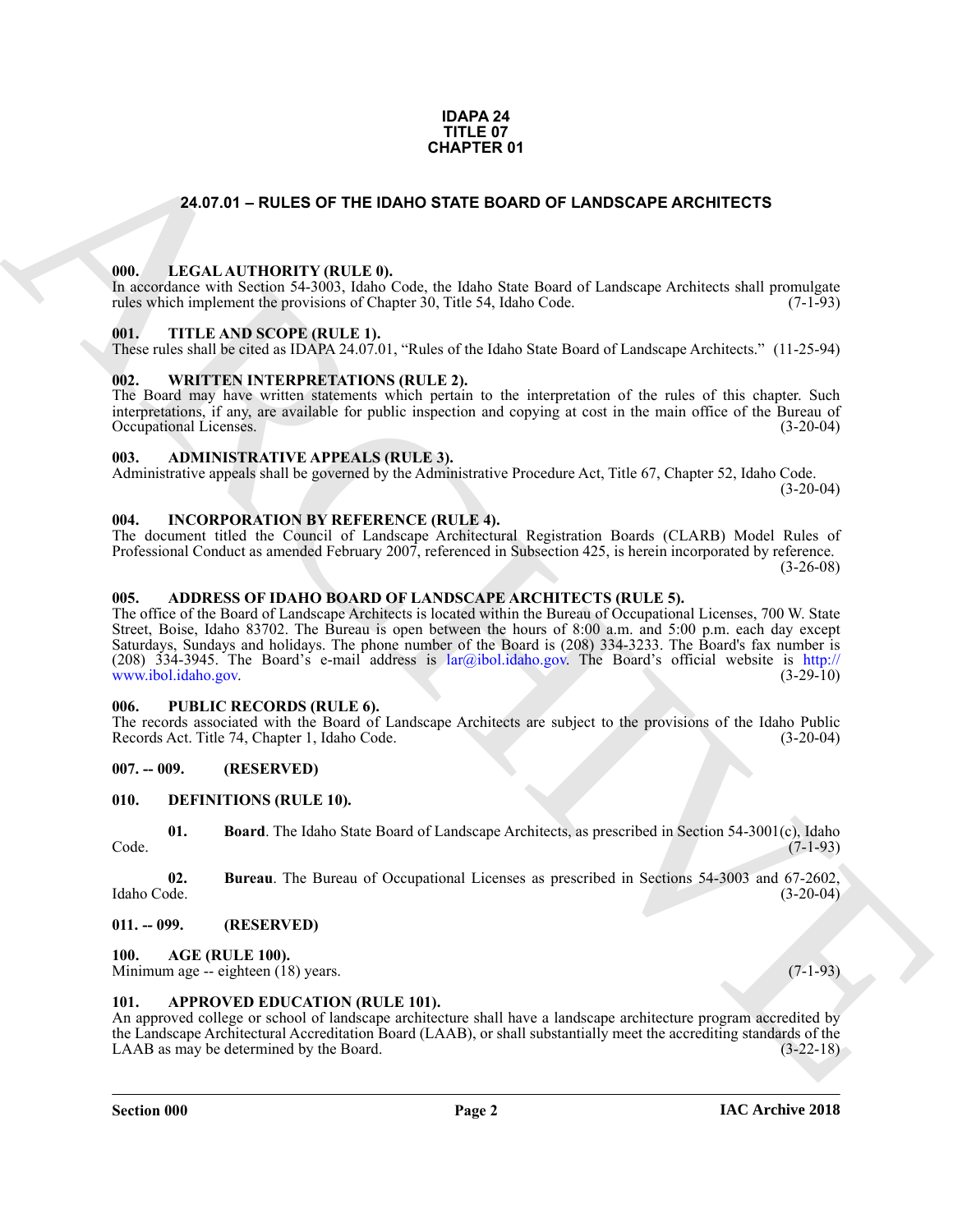**IDAPA 24**
**TITLE 07**
**CHAPTER 01**

# 24.07.01 – RULES OF THE IDAHO STATE BOARD OF LANDSCAPE ARCHITECTS

## 000. LEGAL AUTHORITY (RULE 0).

In accordance with Section 54-3003, Idaho Code, the Idaho State Board of Landscape Architects shall promulgate rules which implement the provisions of Chapter 30, Title 54, Idaho Code. (7-1-93)

## 001. TITLE AND SCOPE (RULE 1).

These rules shall be cited as IDAPA 24.07.01, "Rules of the Idaho State Board of Landscape Architects." (11-25-94)

## 002. WRITTEN INTERPRETATIONS (RULE 2).

The Board may have written statements which pertain to the interpretation of the rules of this chapter. Such interpretations, if any, are available for public inspection and copying at cost in the main office of the Bureau of Occupational Licenses. (3-20-04)

## 003. ADMINISTRATIVE APPEALS (RULE 3).

Administrative appeals shall be governed by the Administrative Procedure Act, Title 67, Chapter 52, Idaho Code. (3-20-04)

## 004. INCORPORATION BY REFERENCE (RULE 4).

The document titled the Council of Landscape Architectural Registration Boards (CLARB) Model Rules of Professional Conduct as amended February 2007, referenced in Subsection 425, is herein incorporated by reference. (3-26-08)

## 005. ADDRESS OF IDAHO BOARD OF LANDSCAPE ARCHITECTS (RULE 5).

The office of the Board of Landscape Architects is located within the Bureau of Occupational Licenses, 700 W. State Street, Boise, Idaho 83702. The Bureau is open between the hours of 8:00 a.m. and 5:00 p.m. each day except Saturdays, Sundays and holidays. The phone number of the Board is (208) 334-3233. The Board's fax number is (208) 334-3945. The Board's e-mail address is lar@ibol.idaho.gov. The Board's official website is http://www.ibol.idaho.gov. (3-29-10)

## 006. PUBLIC RECORDS (RULE 6).

The records associated with the Board of Landscape Architects are subject to the provisions of the Idaho Public Records Act. Title 74, Chapter 1, Idaho Code. (3-20-04)

## 007. -- 009. (RESERVED)

## 010. DEFINITIONS (RULE 10).

**01. Board**. The Idaho State Board of Landscape Architects, as prescribed in Section 54-3001(c), Idaho Code. (7-1-93)

**02. Bureau**. The Bureau of Occupational Licenses as prescribed in Sections 54-3003 and 67-2602, Idaho Code. (3-20-04)

## 011. -- 099. (RESERVED)

## 100. AGE (RULE 100).

Minimum age -- eighteen (18) years. (7-1-93)

## 101. APPROVED EDUCATION (RULE 101).

An approved college or school of landscape architecture shall have a landscape architecture program accredited by the Landscape Architectural Accreditation Board (LAAB), or shall substantially meet the accrediting standards of the LAAB as may be determined by the Board. (3-22-18)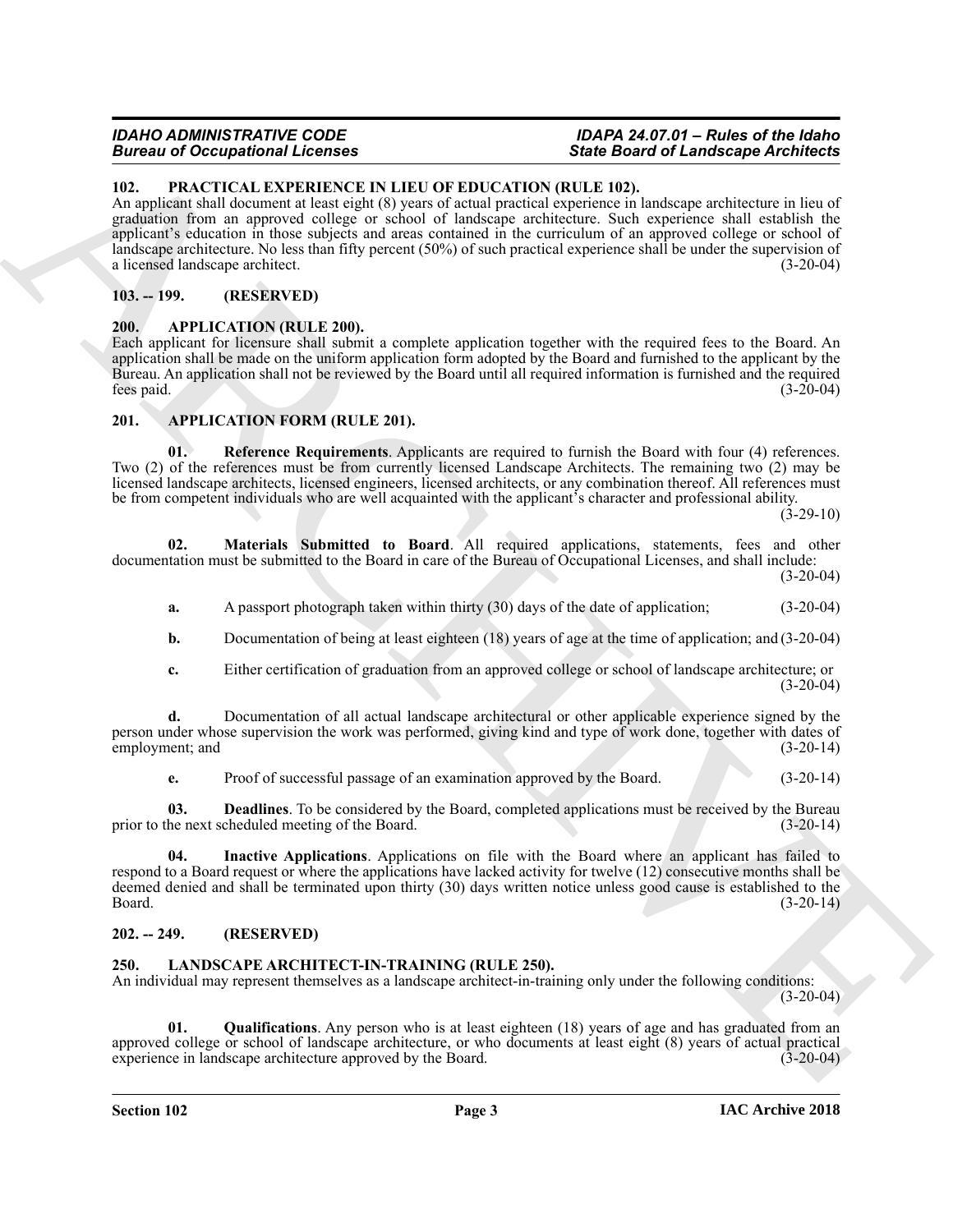## 102. PRACTICAL EXPERIENCE IN LIEU OF EDUCATION (RULE 102).

An applicant shall document at least eight (8) years of actual practical experience in landscape architecture in lieu of graduation from an approved college or school of landscape architecture. Such experience shall establish the applicant's education in those subjects and areas contained in the curriculum of an approved college or school of landscape architecture. No less than fifty percent (50%) of such practical experience shall be under the supervision of a licensed landscape architect. (3-20-04)

## 103. -- 199. (RESERVED)

## 200. APPLICATION (RULE 200).

Each applicant for licensure shall submit a complete application together with the required fees to the Board. An application shall be made on the uniform application form adopted by the Board and furnished to the applicant by the Bureau. An application shall not be reviewed by the Board until all required information is furnished and the required fees paid. (3-20-04)

## 201. APPLICATION FORM (RULE 201).

**01. Reference Requirements**. Applicants are required to furnish the Board with four (4) references. Two (2) of the references must be from currently licensed Landscape Architects. The remaining two (2) may be licensed landscape architects, licensed engineers, licensed architects, or any combination thereof. All references must be from competent individuals who are well acquainted with the applicant's character and professional ability. (3-29-10)

**02. Materials Submitted to Board**. All required applications, statements, fees and other documentation must be submitted to the Board in care of the Bureau of Occupational Licenses, and shall include: (3-20-04)

**a.** A passport photograph taken within thirty (30) days of the date of application; (3-20-04)

**b.** Documentation of being at least eighteen (18) years of age at the time of application; and (3-20-04)

**c.** Either certification of graduation from an approved college or school of landscape architecture; or (3-20-04)

**d.** Documentation of all actual landscape architectural or other applicable experience signed by the person under whose supervision the work was performed, giving kind and type of work done, together with dates of employment; and (3-20-14)

**e.** Proof of successful passage of an examination approved by the Board. (3-20-14)

**03. Deadlines**. To be considered by the Board, completed applications must be received by the Bureau prior to the next scheduled meeting of the Board. (3-20-14)

**04. Inactive Applications**. Applications on file with the Board where an applicant has failed to respond to a Board request or where the applications have lacked activity for twelve (12) consecutive months shall be deemed denied and shall be terminated upon thirty (30) days written notice unless good cause is established to the Board. (3-20-14)

## 202. -- 249. (RESERVED)

## 250. LANDSCAPE ARCHITECT-IN-TRAINING (RULE 250).

An individual may represent themselves as a landscape architect-in-training only under the following conditions: (3-20-04)

**01. Qualifications**. Any person who is at least eighteen (18) years of age and has graduated from an approved college or school of landscape architecture, or who documents at least eight (8) years of actual practical experience in landscape architecture approved by the Board. (3-20-04)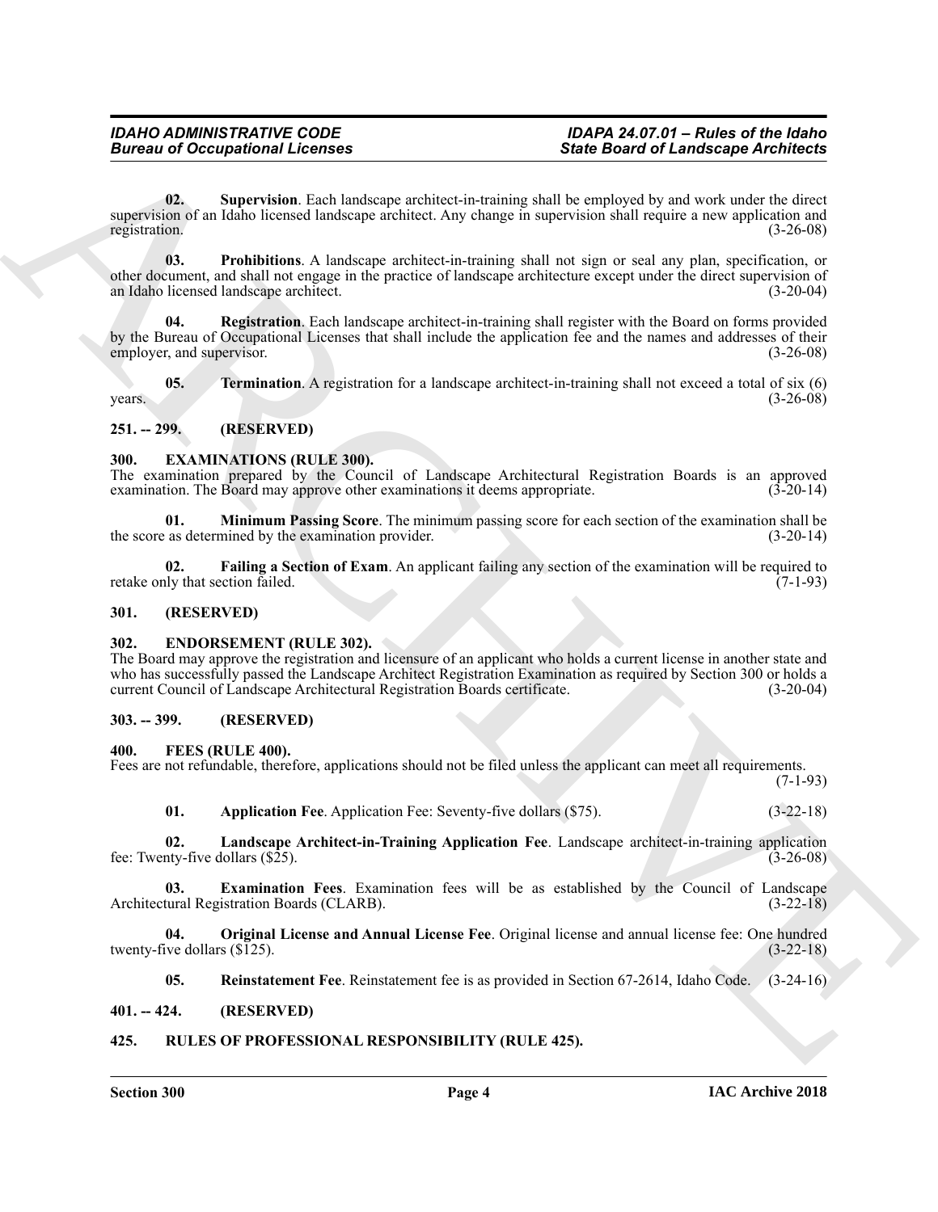**02. Supervision**. Each landscape architect-in-training shall be employed by and work under the direct supervision of an Idaho licensed landscape architect. Any change in supervision shall require a new application and registration. (3-26-08)

**03. Prohibitions**. A landscape architect-in-training shall not sign or seal any plan, specification, or other document, and shall not engage in the practice of landscape architecture except under the direct supervision of an Idaho licensed landscape architect. (3-20-04)

**04. Registration**. Each landscape architect-in-training shall register with the Board on forms provided by the Bureau of Occupational Licenses that shall include the application fee and the names and addresses of their employer, and supervisor. (3-26-08)

**05. Termination**. A registration for a landscape architect-in-training shall not exceed a total of six (6) years. (3-26-08)

## 251. -- 299. (RESERVED)

## 300. EXAMINATIONS (RULE 300).

The examination prepared by the Council of Landscape Architectural Registration Boards is an approved examination. The Board may approve other examinations it deems appropriate. (3-20-14)

**01. Minimum Passing Score**. The minimum passing score for each section of the examination shall be the score as determined by the examination provider. (3-20-14)

**02. Failing a Section of Exam**. An applicant failing any section of the examination will be required to retake only that section failed. (7-1-93)

## 301. (RESERVED)

## 302. ENDORSEMENT (RULE 302).

The Board may approve the registration and licensure of an applicant who holds a current license in another state and who has successfully passed the Landscape Architect Registration Examination as required by Section 300 or holds a current Council of Landscape Architectural Registration Boards certificate. (3-20-04)

## 303. -- 399. (RESERVED)

## 400. FEES (RULE 400).

Fees are not refundable, therefore, applications should not be filed unless the applicant can meet all requirements. (7-1-93)

**01. Application Fee**. Application Fee: Seventy-five dollars ($75). (3-22-18)

**02. Landscape Architect-in-Training Application Fee**. Landscape architect-in-training application fee: Twenty-five dollars ($25). (3-26-08)

**03. Examination Fees**. Examination fees will be as established by the Council of Landscape Architectural Registration Boards (CLARB). (3-22-18)

**04. Original License and Annual License Fee**. Original license and annual license fee: One hundred twenty-five dollars ($125). (3-22-18)

**05. Reinstatement Fee**. Reinstatement fee is as provided in Section 67-2614, Idaho Code. (3-24-16)

## 401. -- 424. (RESERVED)

## 425. RULES OF PROFESSIONAL RESPONSIBILITY (RULE 425).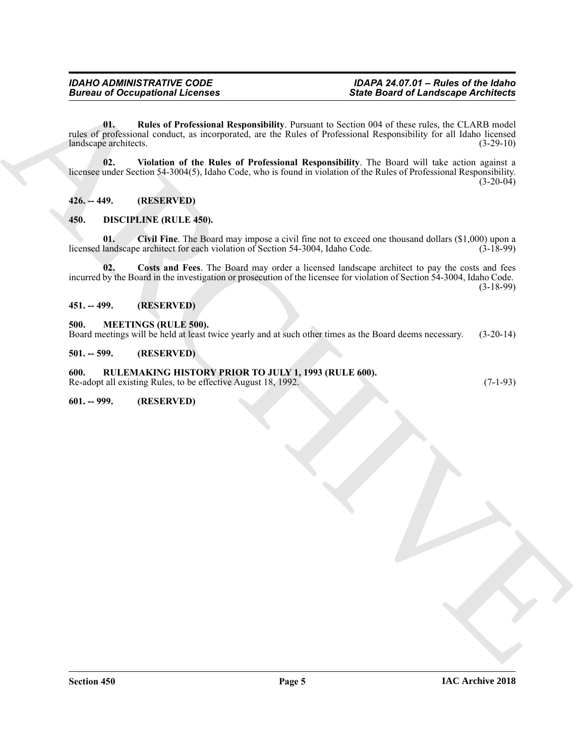**01. Rules of Professional Responsibility**. Pursuant to Section 004 of these rules, the CLARB model rules of professional conduct, as incorporated, are the Rules of Professional Responsibility for all Idaho licensed landscape architects. (3-29-10)

**02. Violation of the Rules of Professional Responsibility**. The Board will take action against a licensee under Section 54-3004(5), Idaho Code, who is found in violation of the Rules of Professional Responsibility. (3-20-04)

## 426. -- 449. (RESERVED)

## 450. DISCIPLINE (RULE 450).

**01. Civil Fine**. The Board may impose a civil fine not to exceed one thousand dollars ($1,000) upon a licensed landscape architect for each violation of Section 54-3004, Idaho Code. (3-18-99)

**02. Costs and Fees**. The Board may order a licensed landscape architect to pay the costs and fees incurred by the Board in the investigation or prosecution of the licensee for violation of Section 54-3004, Idaho Code. (3-18-99)

## 451. -- 499. (RESERVED)

## 500. MEETINGS (RULE 500).

Board meetings will be held at least twice yearly and at such other times as the Board deems necessary. (3-20-14)

## 501. -- 599. (RESERVED)

## 600. RULEMAKING HISTORY PRIOR TO JULY 1, 1993 (RULE 600).

Re-adopt all existing Rules, to be effective August 18, 1992. (7-1-93)

## 601. -- 999. (RESERVED)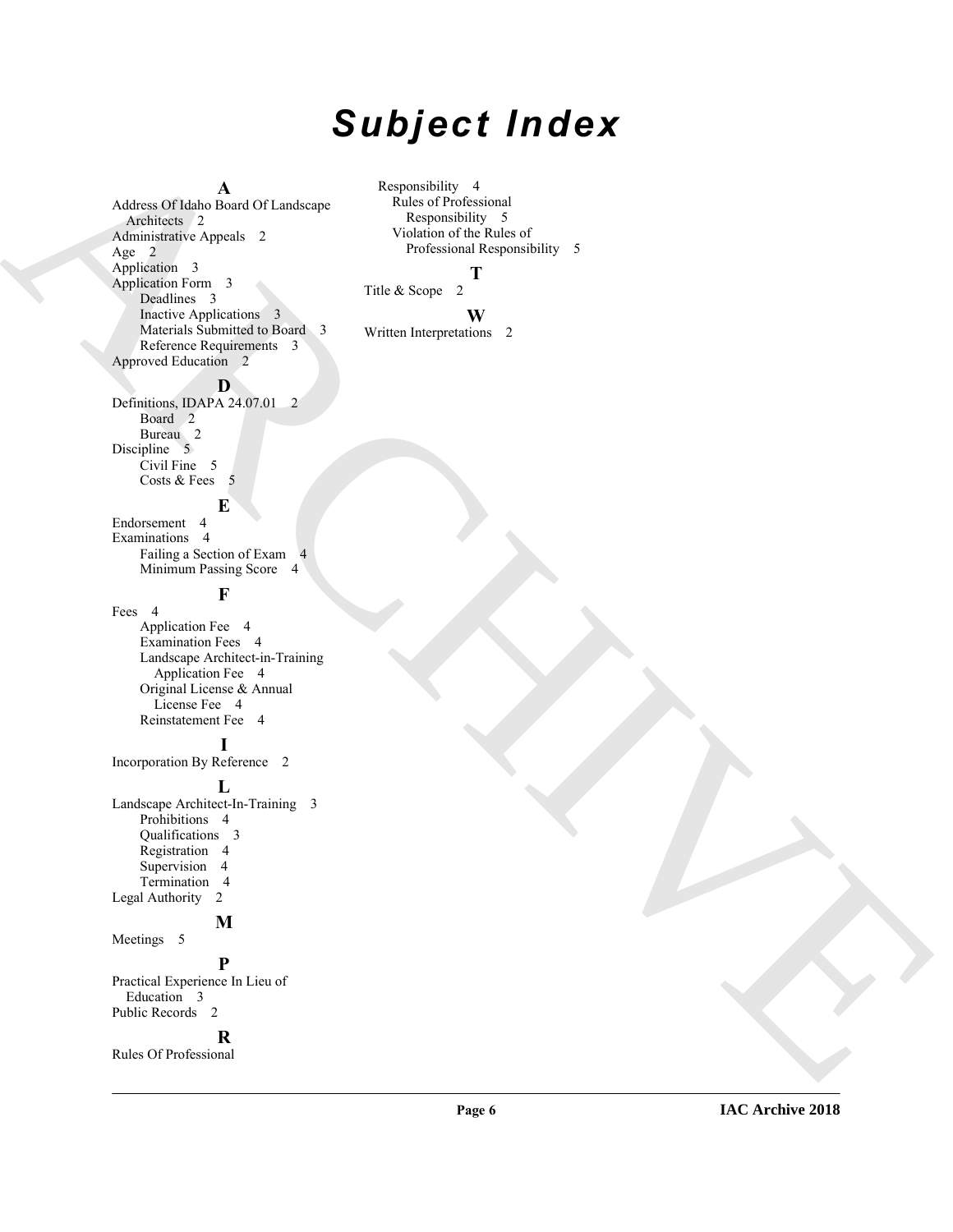# *Subject Index*

**A**

Address Of Idaho Board Of Landscape Architects 2
Administrative Appeals 2
Age 2
Application 3
Application Form 3
- Deadlines 3
- Inactive Applications 3
- Materials Submitted to Board 3
- Reference Requirements 3

Approved Education 2

**D**

Definitions, IDAPA 24.07.01 2
- Board 2
- Bureau 2

Discipline 5
- Civil Fine 5
- Costs & Fees 5

**E**

Endorsement 4
Examinations 4
- Failing a Section of Exam 4
- Minimum Passing Score 4

**F**

Fees 4
- Application Fee 4
- Examination Fees 4
- Landscape Architect-in-Training Application Fee 4
- Original License & Annual License Fee 4
- Reinstatement Fee 4

**I**

Incorporation By Reference 2

**L**

Landscape Architect-In-Training 3
- Prohibitions 4
- Qualifications 3
- Registration 4
- Supervision 4
- Termination 4

Legal Authority 2

**M**

Meetings 5

**P**

Practical Experience In Lieu of Education 3
Public Records 2

**R**

Rules Of Professional Responsibility 4
- Rules of Professional Responsibility 5
- Violation of the Rules of Professional Responsibility 5

**T**

Title & Scope 2

**W**

Written Interpretations 2